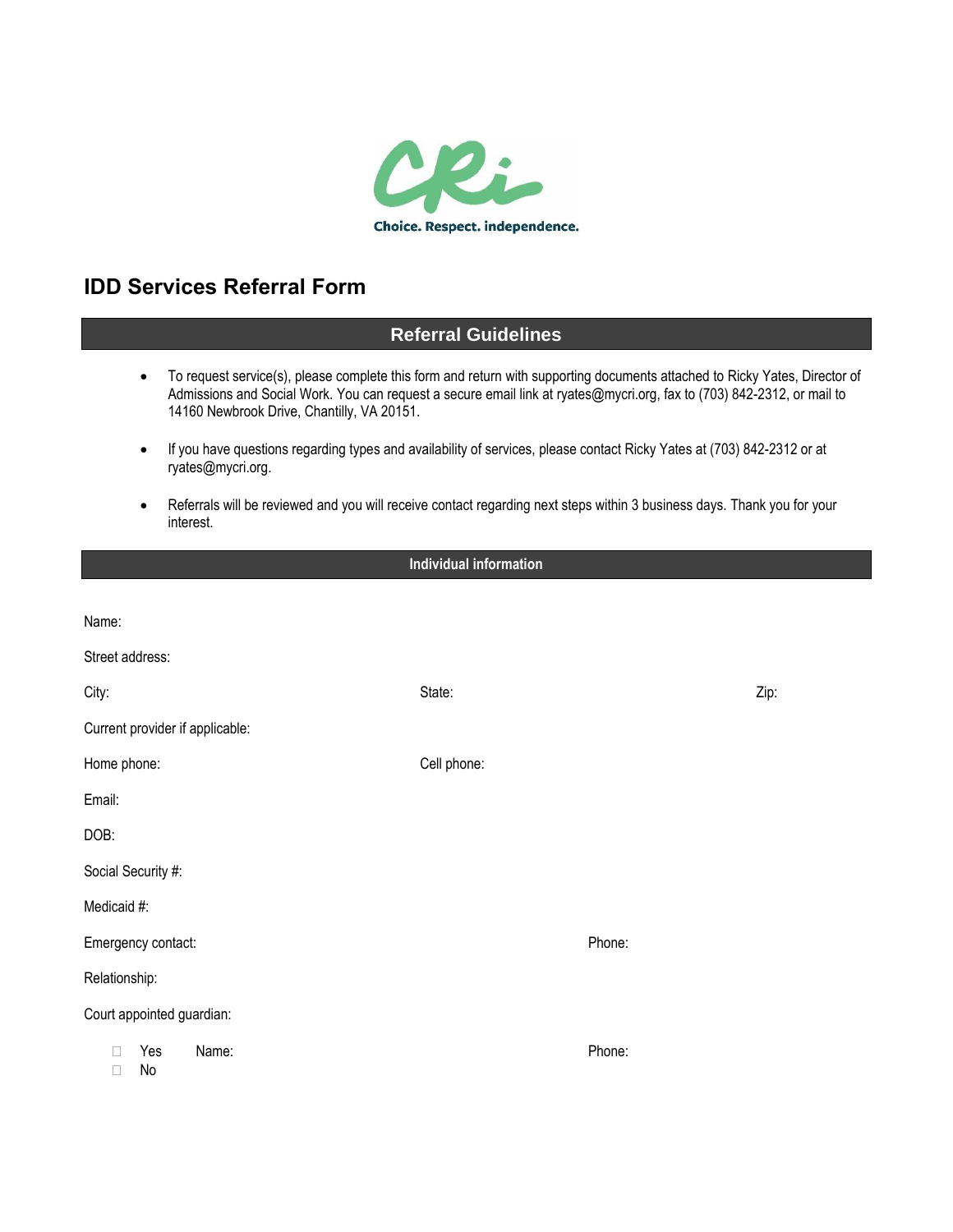Choice. Respect. independence.

# IDD Services Referral Form

## Referral Guidelines

- To request service(s), please complete this form and return with supporting documents attached to Ricky Yates, Director of Admissions and Social Work. You can request a secure email link at ryates@mycri.org, fax to (703) 842-2312, or mail to 14160 Newbrook Drive, Chantilly, VA 20151.
- If you have questions regarding types and availability of services, please contact Ricky Yates at (703) 842-2312 or at ryates@mycri.org.
- Referrals will be reviewed and you will receive contact regarding next steps within 3 business days. Thank you for your interest.

## Individual information

Name:

Street address:

City: State: Zip:

Current provider if applicable:

Home phone: Cell phone:

Email:

DOB:

Social Security #:

Medicaid #:

Emergency contact: Phone:

Relationship:

Court appointed guardian:

- ☐ Yes Name: Phone:
- ☐ No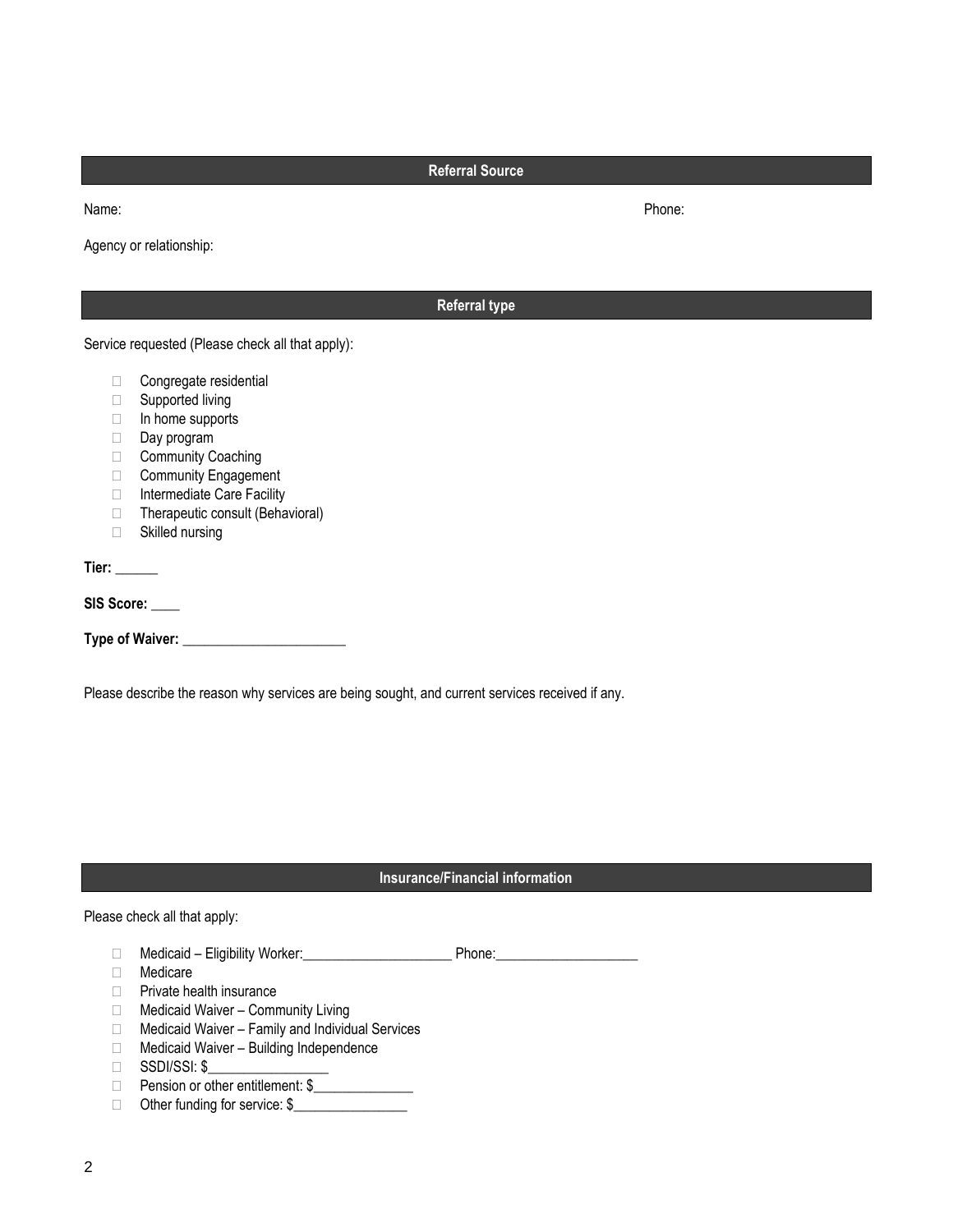## Referral Source

Name: Phone:

Agency or relationship:

## Referral type

Service requested (Please check all that apply):

- ☐ Congregate residential
- ☐ Supported living
- ☐ In home supports
- ☐ Day program
- ☐ Community Coaching
- ☐ Community Engagement
- ☐ Intermediate Care Facility
- ☐ Therapeutic consult (Behavioral)
- ☐ Skilled nursing

**Tier:** ______

**SIS Score:** ____

**Type of Waiver:** _______________________

Please describe the reason why services are being sought, and current services received if any.

## Insurance/Financial information

Please check all that apply:

- ☐ Medicaid – Eligibility Worker:_____________________ Phone:____________________
- ☐ Medicare
- ☐ Private health insurance
- ☐ Medicaid Waiver – Community Living
- ☐ Medicaid Waiver – Family and Individual Services
- ☐ Medicaid Waiver – Building Independence
- ☐ SSDI/SSI: $_________________
- ☐ Pension or other entitlement: $______________
- ☐ Other funding for service: $________________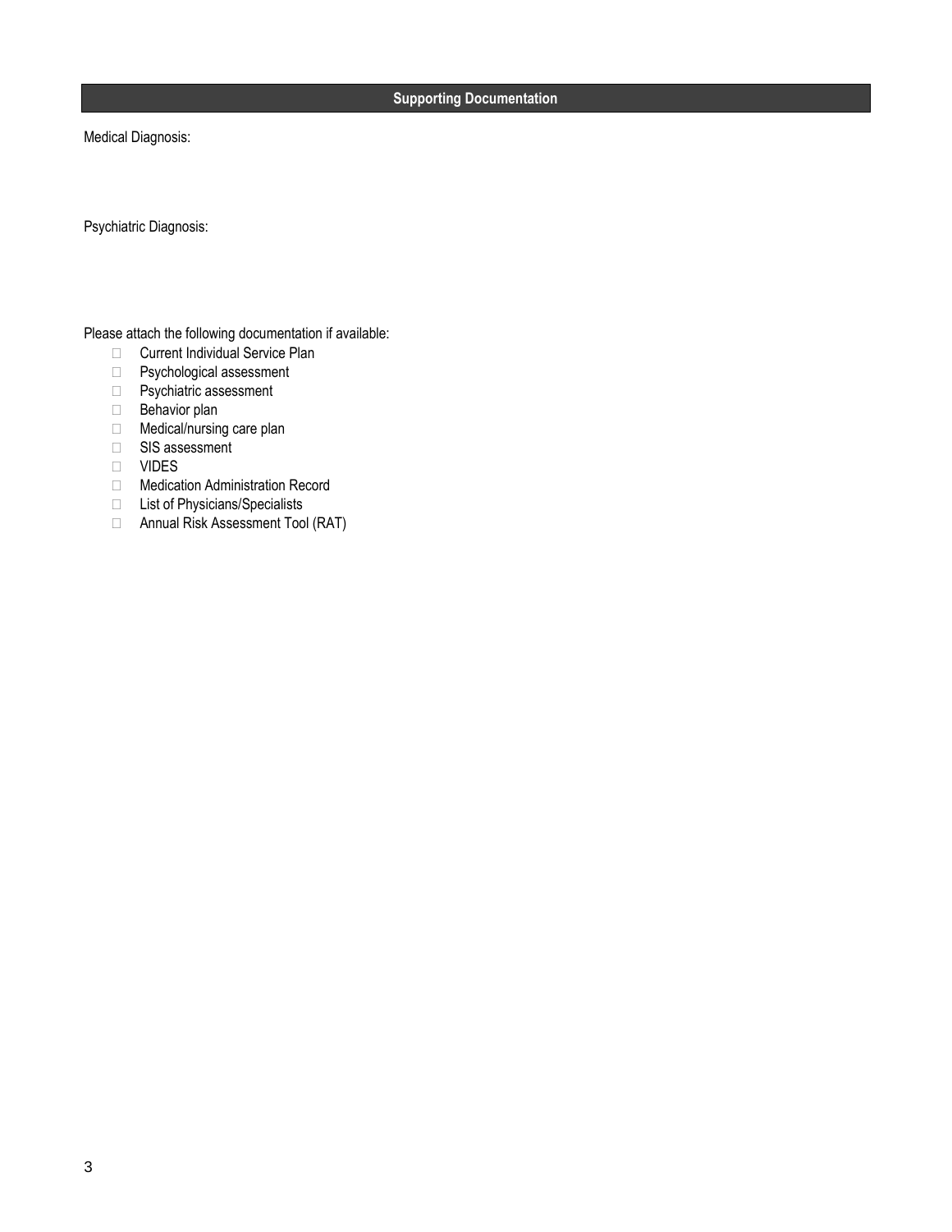## Supporting Documentation

Medical Diagnosis:

Psychiatric Diagnosis:

Please attach the following documentation if available:

- ☐ Current Individual Service Plan
- ☐ Psychological assessment
- ☐ Psychiatric assessment
- ☐ Behavior plan
- ☐ Medical/nursing care plan
- ☐ SIS assessment
- ☐ VIDES
- ☐ Medication Administration Record
- ☐ List of Physicians/Specialists
- ☐ Annual Risk Assessment Tool (RAT)